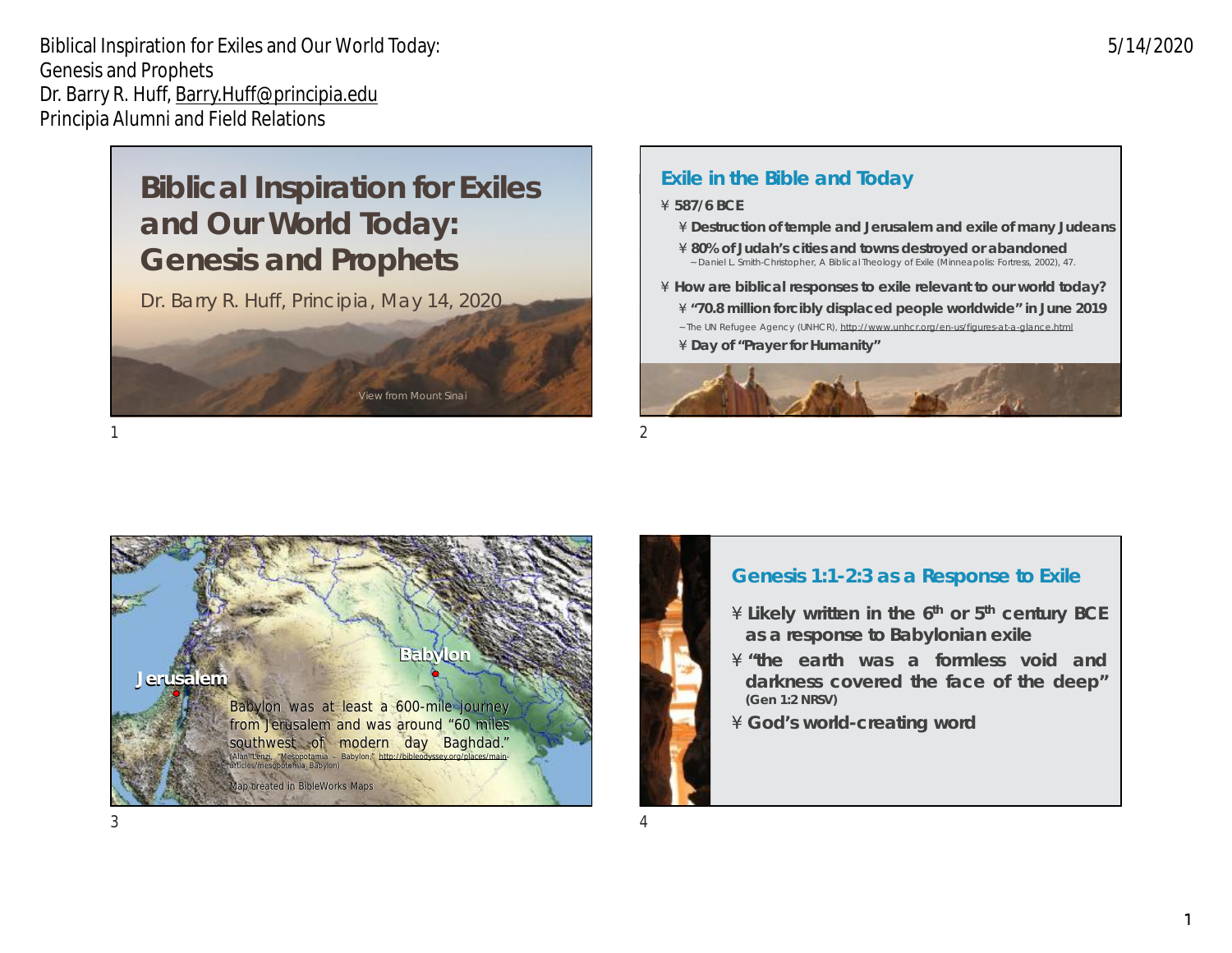Biblical Inspiration for Exiles and Our World Today: Genesis and Prophets
Dr. Barry R. Huff, Barry.Huff@principia.edu
Principia Alumni and Field Relations

# Biblical Inspiration for Exiles and Our World Today: Genesis and Prophets

Dr. Barry R. Huff, Principia, May 14, 2020

View from Mount Sinai

## Exile in the Bible and Today

- 587/6 BCE
  - Destruction of temple and Jerusalem and exile of many Judeans
  - 80% of Judah's cities and towns destroyed or abandoned
    ~ Daniel L. Smith-Christopher, A Biblical Theology of Exile (Minneapolis: Fortress, 2002), 47.
- How are biblical responses to exile relevant to our world today?
  - "70.8 million forcibly displaced people worldwide" in June 2019
    ~ The UN Refugee Agency (UNHCR), http://www.unhcr.org/en-us/figures-at-a-glance.html
  - Day of "Prayer for Humanity"

Jerusalem

Babylon

Babylon was at least a 600-mile journey from Jerusalem and was around "60 miles southwest of modern day Baghdad." (Alan Lenzi, "Mesopotamia – Babylon," http://bibleodyssey.org/places/main-articles/mesopotamia_Babylon)

Map created in BibleWorks Maps

## Genesis 1:1-2:3 as a Response to Exile

- Likely written in the 6th or 5th century BCE as a response to Babylonian exile
- "the earth was a formless void and darkness covered the face of the deep" (Gen 1:2 NRSV)
- God's world-creating word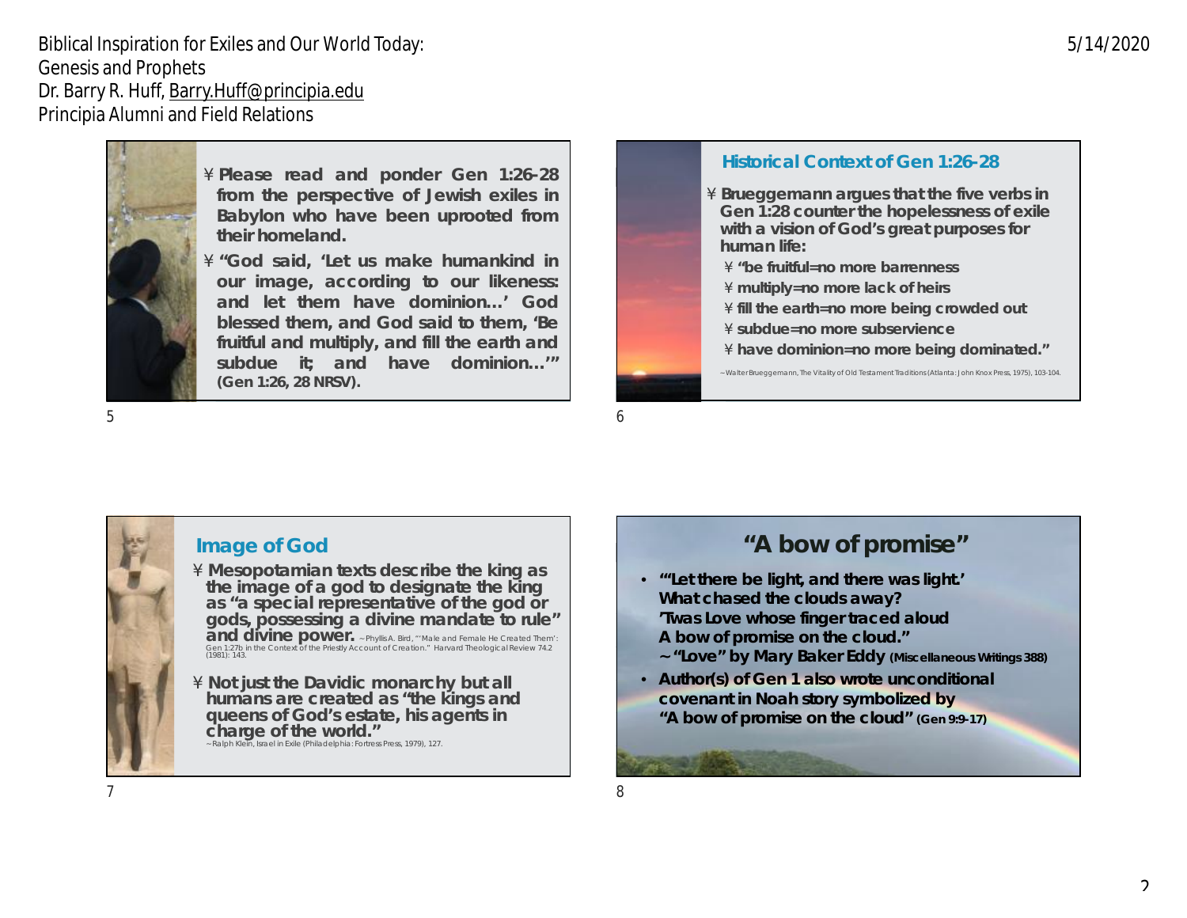- Please read and ponder Gen 1:26-28 from the perspective of Jewish exiles in Babylon who have been uprooted from their homeland.
- "God said, 'Let us make humankind in our image, according to our likeness: and let them have dominion…' God blessed them, and God said to them, 'Be fruitful and multiply, and fill the earth and subdue it; and have dominion…'" (Gen 1:26, 28 NRSV).

## Historical Context of Gen 1:26-28

- Brueggemann argues that the five verbs in Gen 1:28 counter the hopelessness of exile with a vision of God's great purposes for human life:
  - "be fruitful=no more barrenness
  - multiply=no more lack of heirs
  - fill the earth=no more being crowded out
  - subdue=no more subservience
  - have dominion=no more being dominated."

~Walter Brueggemann, The Vitality of Old Testament Traditions (Atlanta: John Knox Press, 1975), 103-104.

## Image of God

- Mesopotamian texts describe the king as the image of a god to designate the king as "a special representative of the god or gods, possessing a divine mandate to rule" and divine power. ~Phyllis A. Bird, "'Male and Female He Created Them': Gen 1:27b in the Context of the Priestly Account of Creation." Harvard Theological Review 74.2 (1981): 143.
- Not just the Davidic monarchy but all humans are created as "the kings and queens of God's estate, his agents in charge of the world." ~Ralph Klein, Israel in Exile (Philadelphia: Fortress Press, 1979), 127.

## "A bow of promise"

- "'Let there be light, and there was light.'
  What chased the clouds away?
  'Twas Love whose finger traced aloud
  A bow of promise on the cloud."
  ~"Love" by Mary Baker Eddy (Miscellaneous Writings 388)
- Author(s) of Gen 1 also wrote unconditional covenant in Noah story symbolized by "A bow of promise on the cloud" (Gen 9:9-17)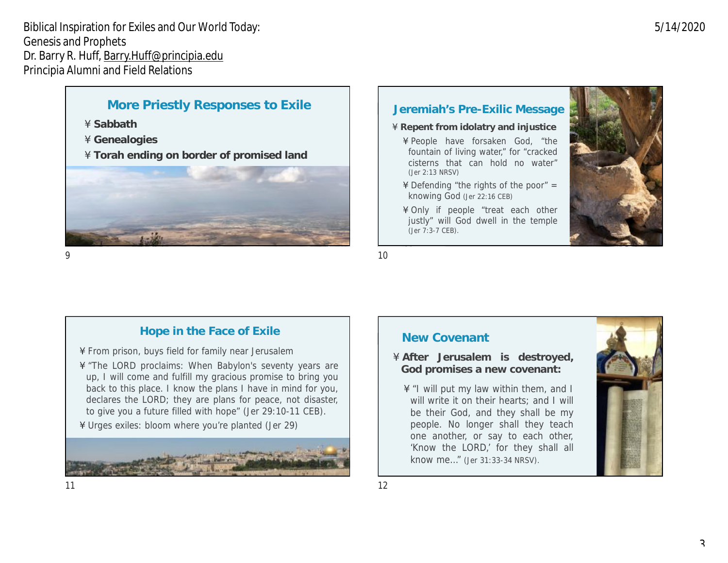## More Priestly Responses to Exile

- **Sabbath**
- **Genealogies**
- **Torah ending on border of promised land**

## Jeremiah's Pre-Exilic Message

- **Repent from idolatry and injustice**
  - People have forsaken God, "the fountain of living water," for "cracked cisterns that can hold no water" (Jer 2:13 NRSV)
  - Defending "the rights of the poor" = knowing God (Jer 22:16 CEB)
  - Only if people "treat each other justly" will God dwell in the temple (Jer 7:3-7 CEB).

## Hope in the Face of Exile

- From prison, buys field for family near Jerusalem
- "The LORD proclaims: When Babylon's seventy years are up, I will come and fulfill my gracious promise to bring you back to this place. I know the plans I have in mind for you, declares the LORD; they are plans for peace, not disaster, to give you a future filled with hope" (Jer 29:10-11 CEB).
- Urges exiles: bloom where you're planted (Jer 29)

## New Covenant

- **After Jerusalem is destroyed, God promises a new covenant:**
  - "I will put my law within them, and I will write it on their hearts; and I will be their God, and they shall be my people. No longer shall they teach one another, or say to each other, 'Know the LORD,' for they shall all know me…" (Jer 31:33-34 NRSV).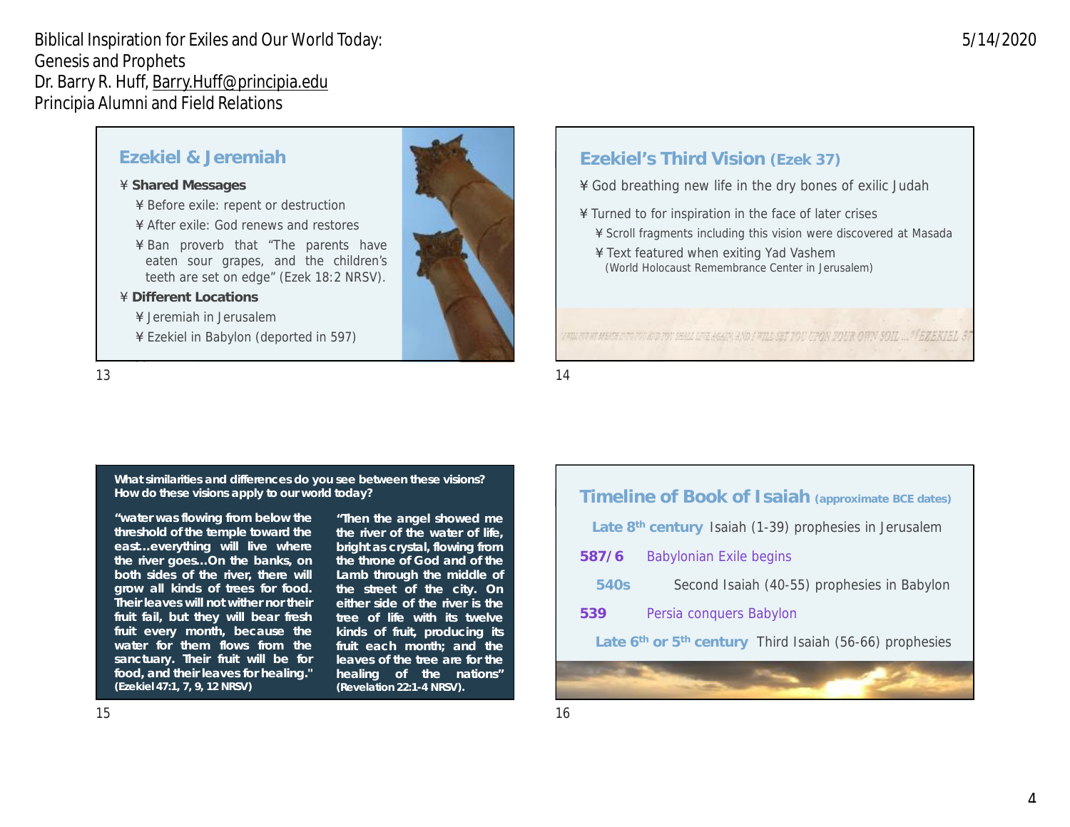## Ezekiel & Jeremiah

- **Shared Messages**
  - Before exile: repent or destruction
  - After exile: God renews and restores
  - Ban proverb that "The parents have eaten sour grapes, and the children's teeth are set on edge" (Ezek 18:2 NRSV).
- **Different Locations**
  - Jeremiah in Jerusalem
  - Ezekiel in Babylon (deported in 597)

## Ezekiel's Third Vision (Ezek 37)

- God breathing new life in the dry bones of exilic Judah
- Turned to for inspiration in the face of later crises
  - Scroll fragments including this vision were discovered at Masada
  - Text featured when exiting Yad Vashem (World Holocaust Remembrance Center in Jerusalem)

I WILL PUT MY BREATH INTO YOU AND YOU SHALL LIVE AGAIN AND I WILL SET YOU UPON YOUR OWN SOIL ... EZEKIEL 37

**What similarities and differences do you see between these visions? How do these visions apply to our world today?**

**"water was flowing from below the threshold of the temple toward the east…everything will live where the river goes…On the banks, on both sides of the river, there will grow all kinds of trees for food. Their leaves will not wither nor their fruit fail, but they will bear fresh fruit every month, because the water for them flows from the sanctuary. Their fruit will be for food, and their leaves for healing." (Ezekiel 47:1, 7, 9, 12 NRSV)**

**"Then the angel showed me the river of the water of life, bright as crystal, flowing from the throne of God and of the Lamb through the middle of the street of the city. On either side of the river is the tree of life with its twelve kinds of fruit, producing its fruit each month; and the leaves of the tree are for the healing of the nations" (Revelation 22:1-4 NRSV).**

## Timeline of Book of Isaiah (approximate BCE dates)

- **Late 8th century** Isaiah (1-39) prophesies in Jerusalem
- **587/6** Babylonian Exile begins
- **540s** Second Isaiah (40-55) prophesies in Babylon
- **539** Persia conquers Babylon
- **Late 6th or 5th century** Third Isaiah (56-66) prophesies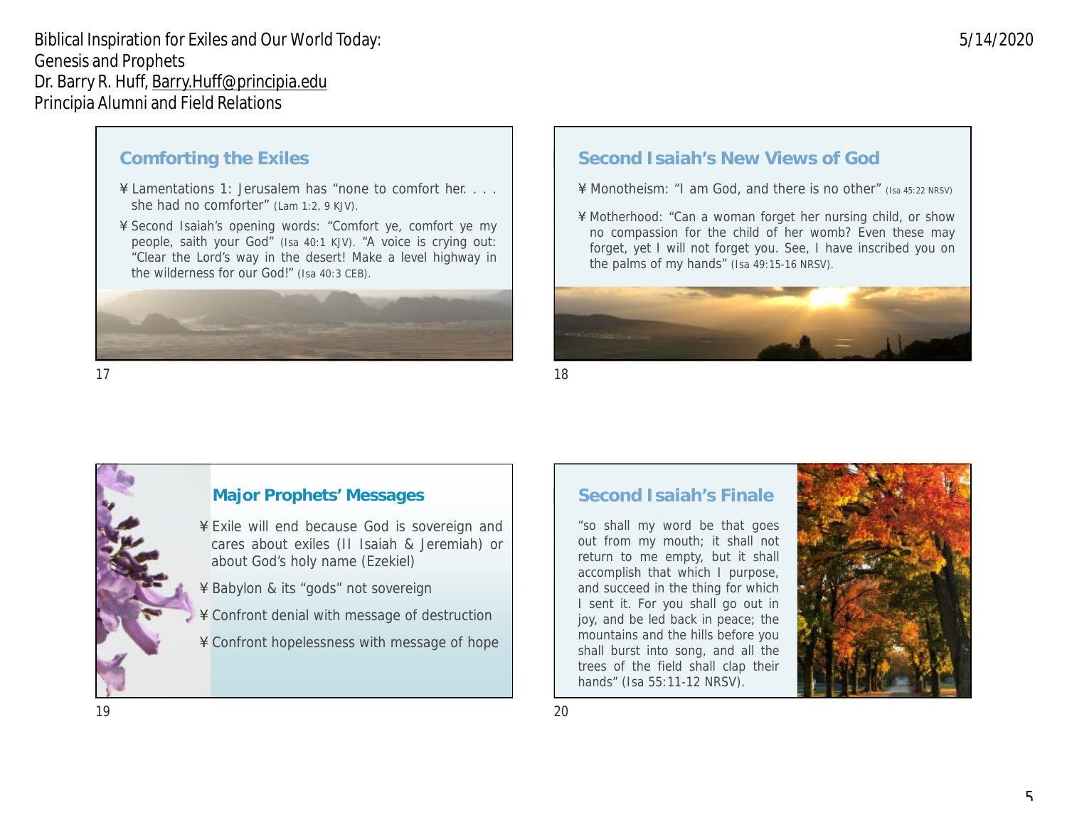## Comforting the Exiles

- Lamentations 1: Jerusalem has "none to comfort her. . . . she had no comforter" (Lam 1:2, 9 KJV).
- Second Isaiah's opening words: "Comfort ye, comfort ye my people, saith your God" (Isa 40:1 KJV). "A voice is crying out: "Clear the Lord's way in the desert! Make a level highway in the wilderness for our God!" (Isa 40:3 CEB).

## Second Isaiah's New Views of God

- Monotheism: "I am God, and there is no other" (Isa 45:22 NRSV)
- Motherhood: "Can a woman forget her nursing child, or show no compassion for the child of her womb? Even these may forget, yet I will not forget you. See, I have inscribed you on the palms of my hands" (Isa 49:15-16 NRSV).

## Major Prophets' Messages

- Exile will end because God is sovereign and cares about exiles (II Isaiah & Jeremiah) or about God's holy name (Ezekiel)
- Babylon & its "gods" not sovereign
- Confront denial with message of destruction
- Confront hopelessness with message of hope

## Second Isaiah's Finale

"so shall my word be that goes out from my mouth; it shall not return to me empty, but it shall accomplish that which I purpose, and succeed in the thing for which I sent it. For you shall go out in joy, and be led back in peace; the mountains and the hills before you shall burst into song, and all the trees of the field shall clap their hands" (Isa 55:11-12 NRSV).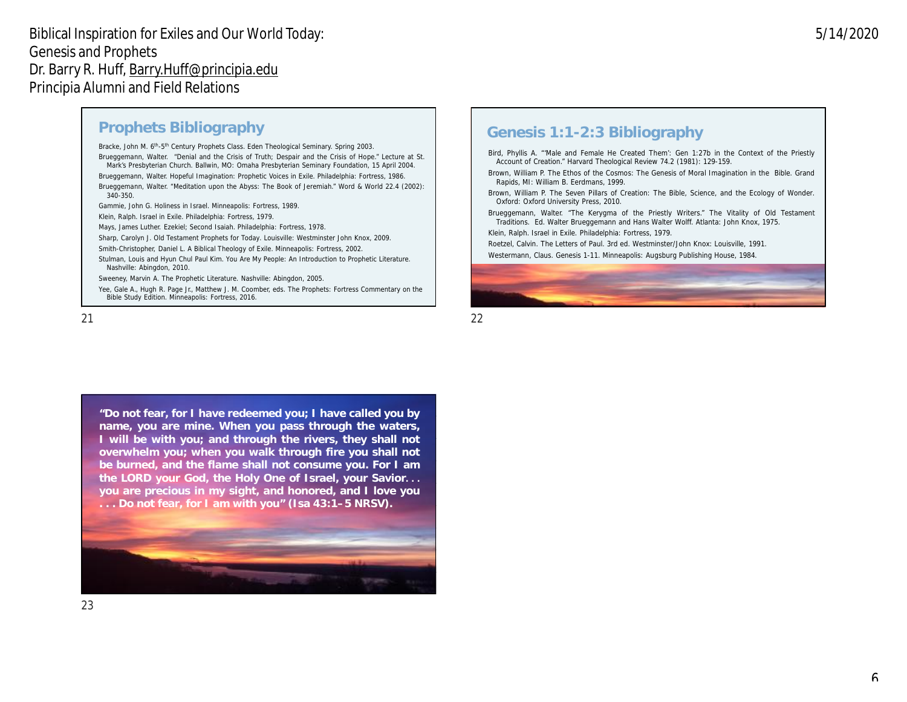## Prophets Bibliography

Bracke, John M. 6th-5th Century Prophets Class. Eden Theological Seminary. Spring 2003.

Brueggemann, Walter. "Denial and the Crisis of Truth; Despair and the Crisis of Hope." Lecture at St. Mark's Presbyterian Church. Ballwin, MO: Omaha Presbyterian Seminary Foundation, 15 April 2004.

Brueggemann, Walter. Hopeful Imagination: Prophetic Voices in Exile. Philadelphia: Fortress, 1986.

Brueggemann, Walter. "Meditation upon the Abyss: The Book of Jeremiah." Word & World 22.4 (2002): 340-350.

Gammie, John G. Holiness in Israel. Minneapolis: Fortress, 1989.

Klein, Ralph. Israel in Exile. Philadelphia: Fortress, 1979.

Mays, James Luther. Ezekiel; Second Isaiah. Philadelphia: Fortress, 1978.

Sharp, Carolyn J. Old Testament Prophets for Today. Louisville: Westminster John Knox, 2009.

Smith-Christopher, Daniel L. A Biblical Theology of Exile. Minneapolis: Fortress, 2002.

Stulman, Louis and Hyun Chul Paul Kim. You Are My People: An Introduction to Prophetic Literature. Nashville: Abingdon, 2010.

Sweeney, Marvin A. The Prophetic Literature. Nashville: Abingdon, 2005.

Yee, Gale A., Hugh R. Page Jr., Matthew J. M. Coomber, eds. The Prophets: Fortress Commentary on the Bible Study Edition. Minneapolis: Fortress, 2016.

## Genesis 1:1-2:3 Bibliography

Bird, Phyllis A. "'Male and Female He Created Them': Gen 1:27b in the Context of the Priestly Account of Creation." Harvard Theological Review 74.2 (1981): 129-159.

Brown, William P. The Ethos of the Cosmos: The Genesis of Moral Imagination in the Bible. Grand Rapids, MI: William B. Eerdmans, 1999.

Brown, William P. The Seven Pillars of Creation: The Bible, Science, and the Ecology of Wonder. Oxford: Oxford University Press, 2010.

Brueggemann, Walter. "The Kerygma of the Priestly Writers." The Vitality of Old Testament Traditions. Ed. Walter Brueggemann and Hans Walter Wolff. Atlanta: John Knox, 1975.

Klein, Ralph. Israel in Exile. Philadelphia: Fortress, 1979.

Roetzel, Calvin. The Letters of Paul. 3rd ed. Westminster/John Knox: Louisville, 1991.

Westermann, Claus. Genesis 1-11. Minneapolis: Augsburg Publishing House, 1984.

**"Do not fear, for I have redeemed you; I have called you by name, you are mine. When you pass through the waters, I will be with you; and through the rivers, they shall not overwhelm you; when you walk through fire you shall not be burned, and the flame shall not consume you. For I am the LORD your God, the Holy One of Israel, your Savior. . . you are precious in my sight, and honored, and I love you . . . Do not fear, for I am with you" (Isa 43:1–5 NRSV).**